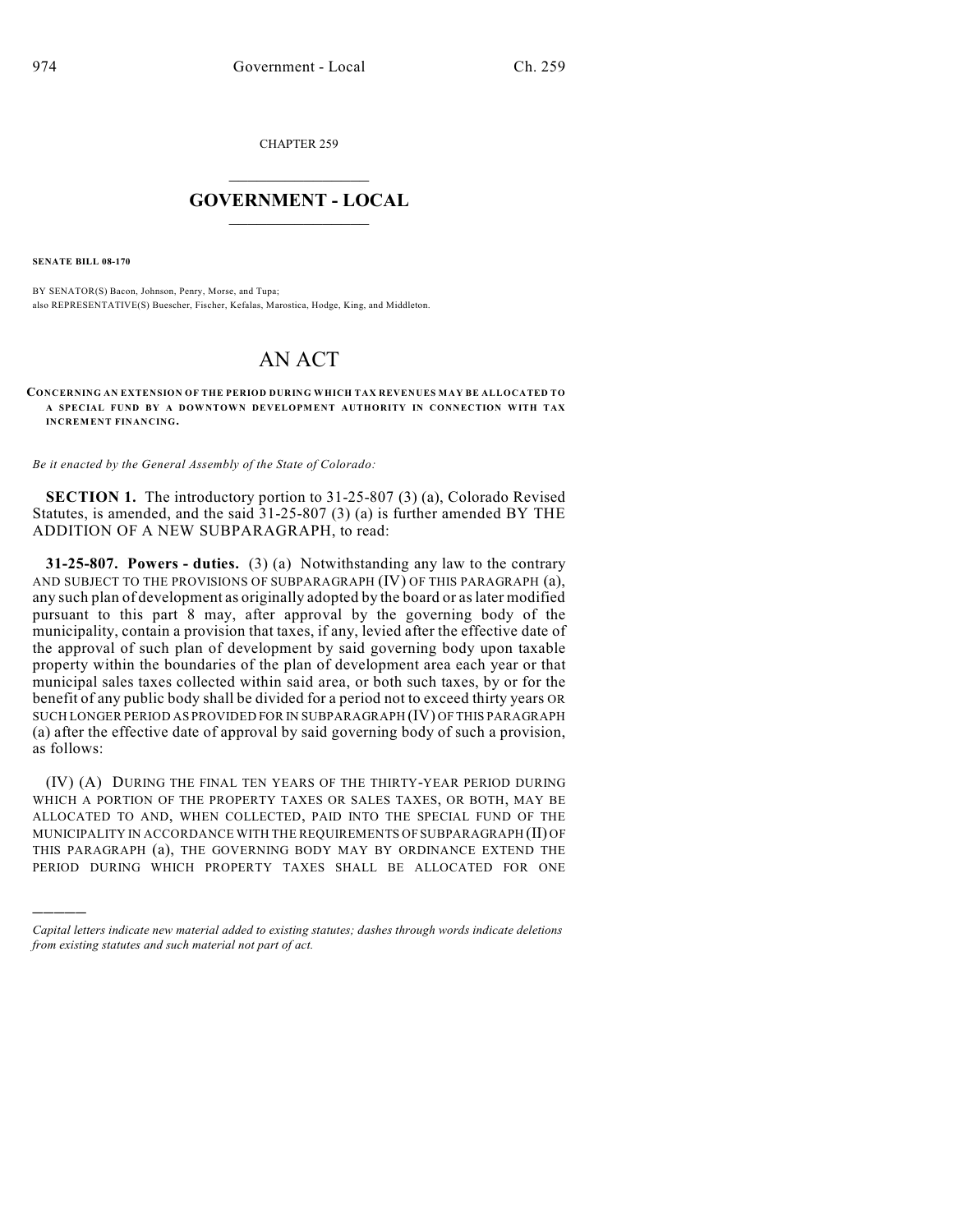CHAPTER 259

# GOVERNMENT - LOCAL

**SENATE BILL 08-170**

BY SENATOR(S) Bacon, Johnson, Penry, Morse, and Tupa;
also REPRESENTATIVE(S) Buescher, Fischer, Kefalas, Marostica, Hodge, King, and Middleton.

# AN ACT

**CONCERNING AN EXTENSION OF THE PERIOD DURING WHICH TAX REVENUES MAY BE ALLOCATED TO A SPECIAL FUND BY A DOWNTOWN DEVELOPMENT AUTHORITY IN CONNECTION WITH TAX INCREMENT FINANCING.**

*Be it enacted by the General Assembly of the State of Colorado:*

**SECTION 1.** The introductory portion to 31-25-807 (3) (a), Colorado Revised Statutes, is amended, and the said 31-25-807 (3) (a) is further amended BY THE ADDITION OF A NEW SUBPARAGRAPH, to read:

**31-25-807. Powers - duties.** (3) (a) Notwithstanding any law to the contrary AND SUBJECT TO THE PROVISIONS OF SUBPARAGRAPH (IV) OF THIS PARAGRAPH (a), any such plan of development as originally adopted by the board or as later modified pursuant to this part 8 may, after approval by the governing body of the municipality, contain a provision that taxes, if any, levied after the effective date of the approval of such plan of development by said governing body upon taxable property within the boundaries of the plan of development area each year or that municipal sales taxes collected within said area, or both such taxes, by or for the benefit of any public body shall be divided for a period not to exceed thirty years OR SUCH LONGER PERIOD AS PROVIDED FOR IN SUBPARAGRAPH (IV) OF THIS PARAGRAPH (a) after the effective date of approval by said governing body of such a provision, as follows:

(IV) (A) DURING THE FINAL TEN YEARS OF THE THIRTY-YEAR PERIOD DURING WHICH A PORTION OF THE PROPERTY TAXES OR SALES TAXES, OR BOTH, MAY BE ALLOCATED TO AND, WHEN COLLECTED, PAID INTO THE SPECIAL FUND OF THE MUNICIPALITY IN ACCORDANCE WITH THE REQUIREMENTS OF SUBPARAGRAPH (II) OF THIS PARAGRAPH (a), THE GOVERNING BODY MAY BY ORDINANCE EXTEND THE PERIOD DURING WHICH PROPERTY TAXES SHALL BE ALLOCATED FOR ONE

---

*Capital letters indicate new material added to existing statutes; dashes through words indicate deletions from existing statutes and such material not part of act.*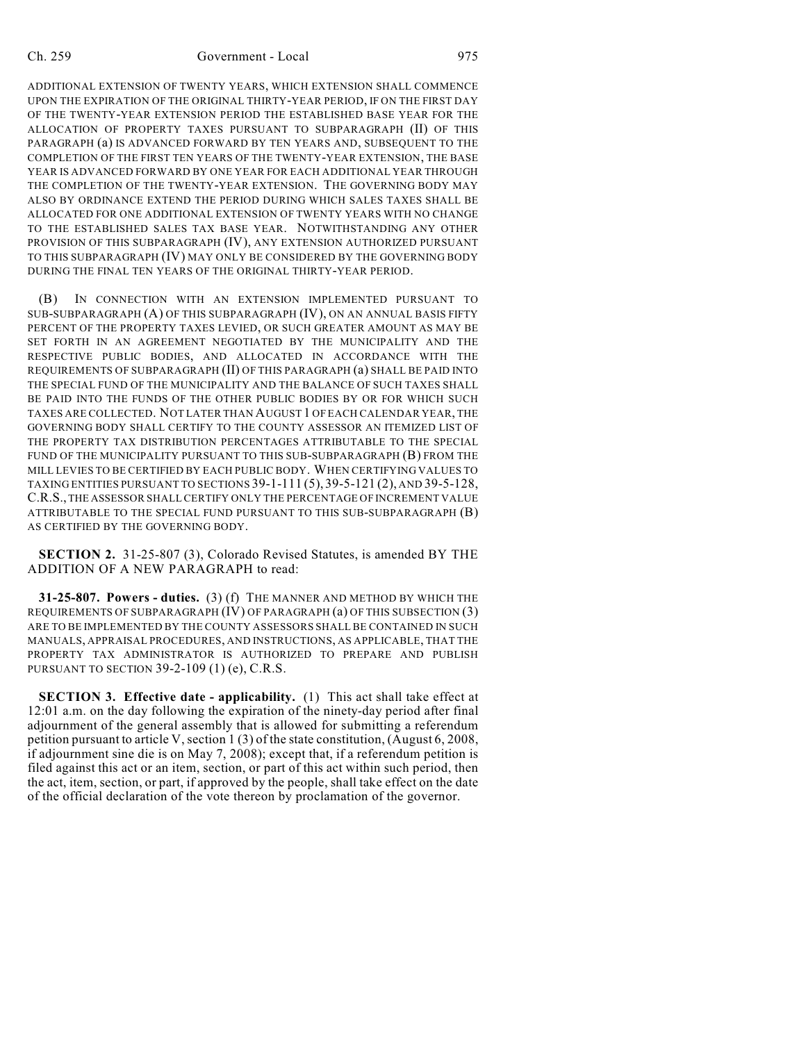ADDITIONAL EXTENSION OF TWENTY YEARS, WHICH EXTENSION SHALL COMMENCE UPON THE EXPIRATION OF THE ORIGINAL THIRTY-YEAR PERIOD, IF ON THE FIRST DAY OF THE TWENTY-YEAR EXTENSION PERIOD THE ESTABLISHED BASE YEAR FOR THE ALLOCATION OF PROPERTY TAXES PURSUANT TO SUBPARAGRAPH (II) OF THIS PARAGRAPH (a) IS ADVANCED FORWARD BY TEN YEARS AND, SUBSEQUENT TO THE COMPLETION OF THE FIRST TEN YEARS OF THE TWENTY-YEAR EXTENSION, THE BASE YEAR IS ADVANCED FORWARD BY ONE YEAR FOR EACH ADDITIONAL YEAR THROUGH THE COMPLETION OF THE TWENTY-YEAR EXTENSION. THE GOVERNING BODY MAY ALSO BY ORDINANCE EXTEND THE PERIOD DURING WHICH SALES TAXES SHALL BE ALLOCATED FOR ONE ADDITIONAL EXTENSION OF TWENTY YEARS WITH NO CHANGE TO THE ESTABLISHED SALES TAX BASE YEAR. NOTWITHSTANDING ANY OTHER PROVISION OF THIS SUBPARAGRAPH (IV), ANY EXTENSION AUTHORIZED PURSUANT TO THIS SUBPARAGRAPH (IV) MAY ONLY BE CONSIDERED BY THE GOVERNING BODY DURING THE FINAL TEN YEARS OF THE ORIGINAL THIRTY-YEAR PERIOD.

(B) IN CONNECTION WITH AN EXTENSION IMPLEMENTED PURSUANT TO SUB-SUBPARAGRAPH (A) OF THIS SUBPARAGRAPH (IV), ON AN ANNUAL BASIS FIFTY PERCENT OF THE PROPERTY TAXES LEVIED, OR SUCH GREATER AMOUNT AS MAY BE SET FORTH IN AN AGREEMENT NEGOTIATED BY THE MUNICIPALITY AND THE RESPECTIVE PUBLIC BODIES, AND ALLOCATED IN ACCORDANCE WITH THE REQUIREMENTS OF SUBPARAGRAPH (II) OF THIS PARAGRAPH (a) SHALL BE PAID INTO THE SPECIAL FUND OF THE MUNICIPALITY AND THE BALANCE OF SUCH TAXES SHALL BE PAID INTO THE FUNDS OF THE OTHER PUBLIC BODIES BY OR FOR WHICH SUCH TAXES ARE COLLECTED. NOT LATER THAN AUGUST 1 OF EACH CALENDAR YEAR, THE GOVERNING BODY SHALL CERTIFY TO THE COUNTY ASSESSOR AN ITEMIZED LIST OF THE PROPERTY TAX DISTRIBUTION PERCENTAGES ATTRIBUTABLE TO THE SPECIAL FUND OF THE MUNICIPALITY PURSUANT TO THIS SUB-SUBPARAGRAPH (B) FROM THE MILL LEVIES TO BE CERTIFIED BY EACH PUBLIC BODY. WHEN CERTIFYING VALUES TO TAXING ENTITIES PURSUANT TO SECTIONS 39-1-111 (5), 39-5-121 (2), AND 39-5-128, C.R.S., THE ASSESSOR SHALL CERTIFY ONLY THE PERCENTAGE OF INCREMENT VALUE ATTRIBUTABLE TO THE SPECIAL FUND PURSUANT TO THIS SUB-SUBPARAGRAPH (B) AS CERTIFIED BY THE GOVERNING BODY.

**SECTION 2.** 31-25-807 (3), Colorado Revised Statutes, is amended BY THE ADDITION OF A NEW PARAGRAPH to read:

**31-25-807. Powers - duties.** (3) (f) THE MANNER AND METHOD BY WHICH THE REQUIREMENTS OF SUBPARAGRAPH (IV) OF PARAGRAPH (a) OF THIS SUBSECTION (3) ARE TO BE IMPLEMENTED BY THE COUNTY ASSESSORS SHALL BE CONTAINED IN SUCH MANUALS, APPRAISAL PROCEDURES, AND INSTRUCTIONS, AS APPLICABLE, THAT THE PROPERTY TAX ADMINISTRATOR IS AUTHORIZED TO PREPARE AND PUBLISH PURSUANT TO SECTION 39-2-109 (1) (e), C.R.S.

**SECTION 3. Effective date - applicability.** (1) This act shall take effect at 12:01 a.m. on the day following the expiration of the ninety-day period after final adjournment of the general assembly that is allowed for submitting a referendum petition pursuant to article V, section 1 (3) of the state constitution, (August 6, 2008, if adjournment sine die is on May 7, 2008); except that, if a referendum petition is filed against this act or an item, section, or part of this act within such period, then the act, item, section, or part, if approved by the people, shall take effect on the date of the official declaration of the vote thereon by proclamation of the governor.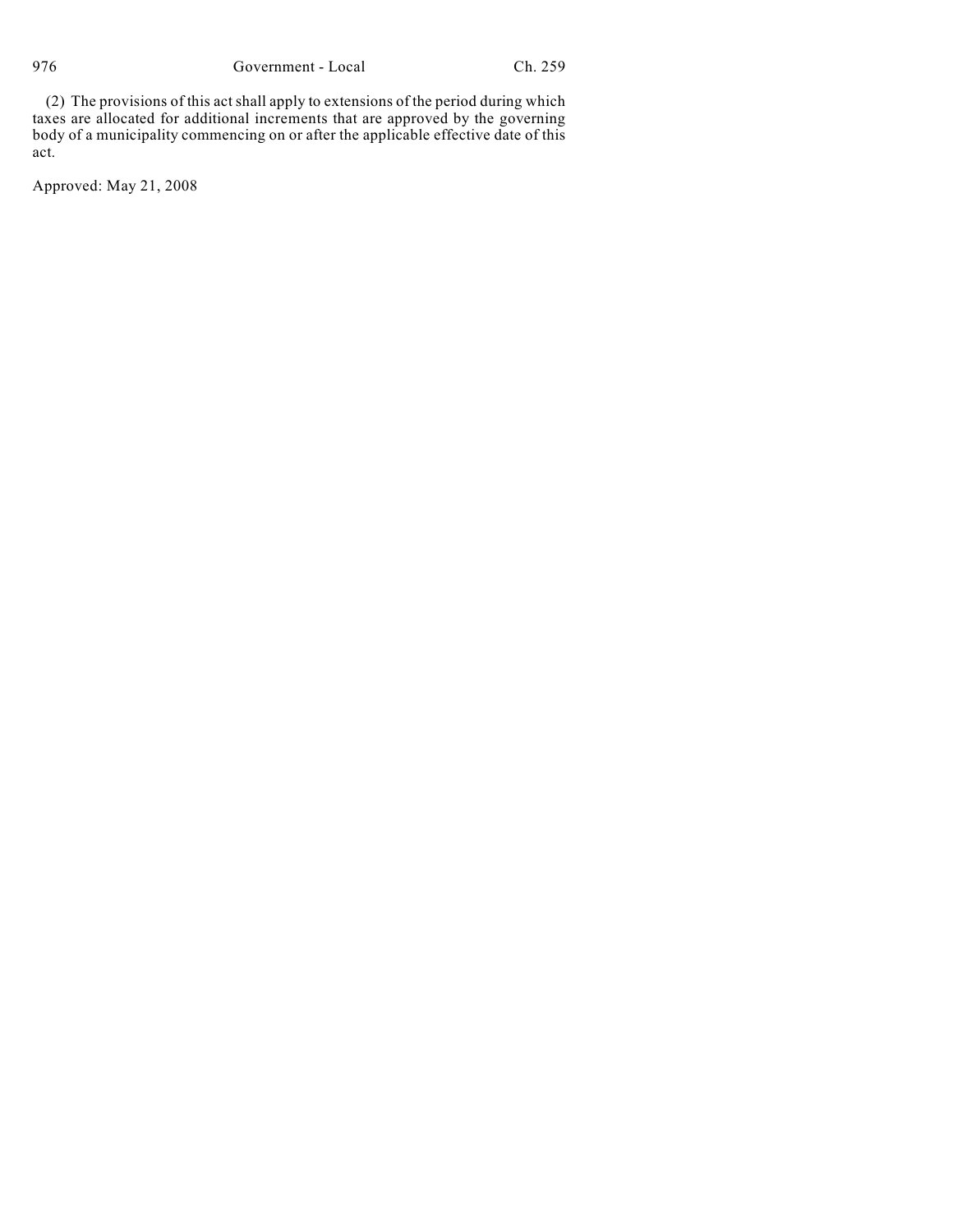(2) The provisions of this act shall apply to extensions of the period during which taxes are allocated for additional increments that are approved by the governing body of a municipality commencing on or after the applicable effective date of this act.

Approved: May 21, 2008